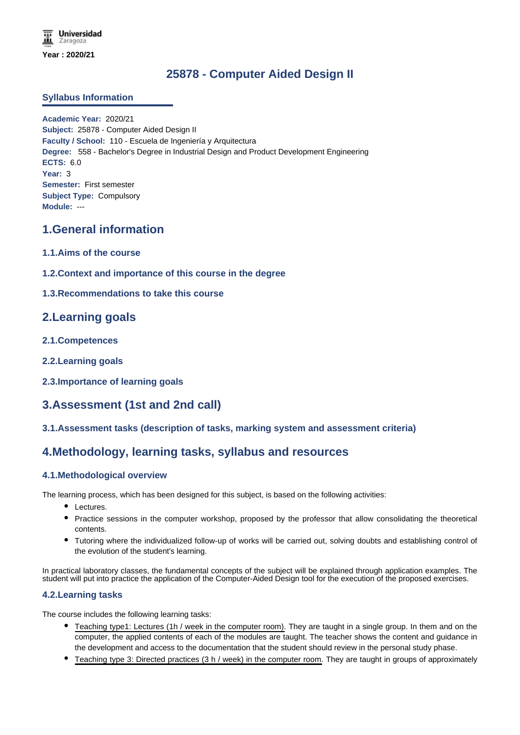Year : 2020/21

# 25878 - Computer Aided Design II

## Syllabus Information

**Academic Year:** 2020/21
**Subject:** 25878 - Computer Aided Design II
**Faculty / School:** 110 - Escuela de Ingeniería y Arquitectura
**Degree:** 558 - Bachelor's Degree in Industrial Design and Product Development Engineering
**ECTS:** 6.0
**Year:** 3
**Semester:** First semester
**Subject Type:** Compulsory
**Module:** ---

## 1.General information

### 1.1.Aims of the course

### 1.2.Context and importance of this course in the degree

### 1.3.Recommendations to take this course

## 2.Learning goals

### 2.1.Competences

### 2.2.Learning goals

### 2.3.Importance of learning goals

## 3.Assessment (1st and 2nd call)

### 3.1.Assessment tasks (description of tasks, marking system and assessment criteria)

## 4.Methodology, learning tasks, syllabus and resources

### 4.1.Methodological overview

The learning process, which has been designed for this subject, is based on the following activities:

- Lectures.
- Practice sessions in the computer workshop, proposed by the professor that allow consolidating the theoretical contents.
- Tutoring where the individualized follow-up of works will be carried out, solving doubts and establishing control of the evolution of the student's learning.

In practical laboratory classes, the fundamental concepts of the subject will be explained through application examples. The student will put into practice the application of the Computer-Aided Design tool for the execution of the proposed exercises.

### 4.2.Learning tasks

The course includes the following learning tasks:

- Teaching type1: Lectures (1h / week in the computer room). They are taught in a single group. In them and on the computer, the applied contents of each of the modules are taught. The teacher shows the content and guidance in the development and access to the documentation that the student should review in the personal study phase.
- Teaching type 3: Directed practices (3 h / week) in the computer room. They are taught in groups of approximately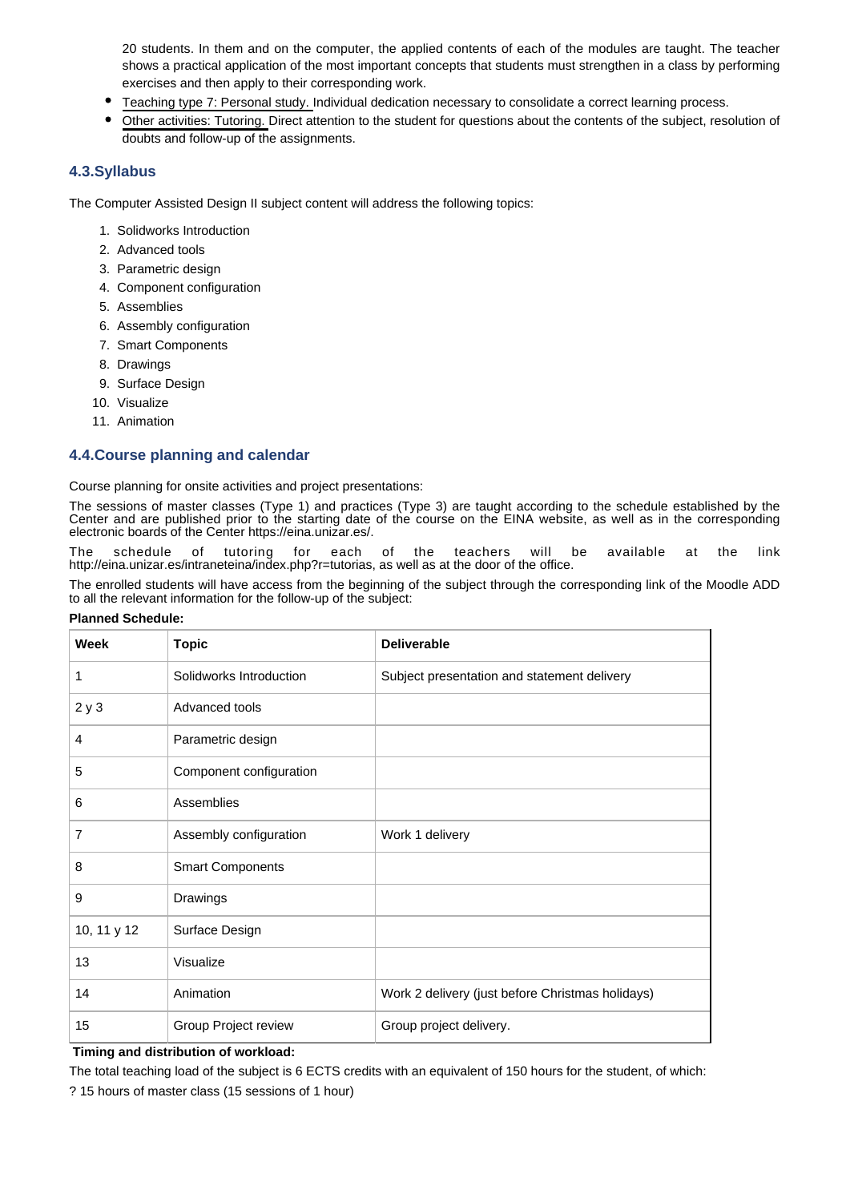20 students. In them and on the computer, the applied contents of each of the modules are taught. The teacher shows a practical application of the most important concepts that students must strengthen in a class by performing exercises and then apply to their corresponding work.

- Teaching type 7: Personal study. Individual dedication necessary to consolidate a correct learning process.
- Other activities: Tutoring. Direct attention to the student for questions about the contents of the subject, resolution of doubts and follow-up of the assignments.

### 4.3.Syllabus

The Computer Assisted Design II subject content will address the following topics:

1. Solidworks Introduction
2. Advanced tools
3. Parametric design
4. Component configuration
5. Assemblies
6. Assembly configuration
7. Smart Components
8. Drawings
9. Surface Design
10. Visualize
11. Animation

### 4.4.Course planning and calendar

Course planning for onsite activities and project presentations:

The sessions of master classes (Type 1) and practices (Type 3) are taught according to the schedule established by the Center and are published prior to the starting date of the course on the EINA website, as well as in the corresponding electronic boards of the Center https://eina.unizar.es/.

The schedule of tutoring for each of the teachers will be available at the link http://eina.unizar.es/intraneteina/index.php?r=tutorias, as well as at the door of the office.

The enrolled students will have access from the beginning of the subject through the corresponding link of the Moodle ADD to all the relevant information for the follow-up of the subject:

**Planned Schedule:**

| Week | Topic | Deliverable |
|---|---|---|
| 1 | Solidworks Introduction | Subject presentation and statement delivery |
| 2 y 3 | Advanced tools | |
| 4 | Parametric design | |
| 5 | Component configuration | |
| 6 | Assemblies | |
| 7 | Assembly configuration | Work 1 delivery |
| 8 | Smart Components | |
| 9 | Drawings | |
| 10, 11 y 12 | Surface Design | |
| 13 | Visualize | |
| 14 | Animation | Work 2 delivery (just before Christmas holidays) |
| 15 | Group Project review | Group project delivery. |

**Timing and distribution of workload:**

The total teaching load of the subject is 6 ECTS credits with an equivalent of 150 hours for the student, of which:

? 15 hours of master class (15 sessions of 1 hour)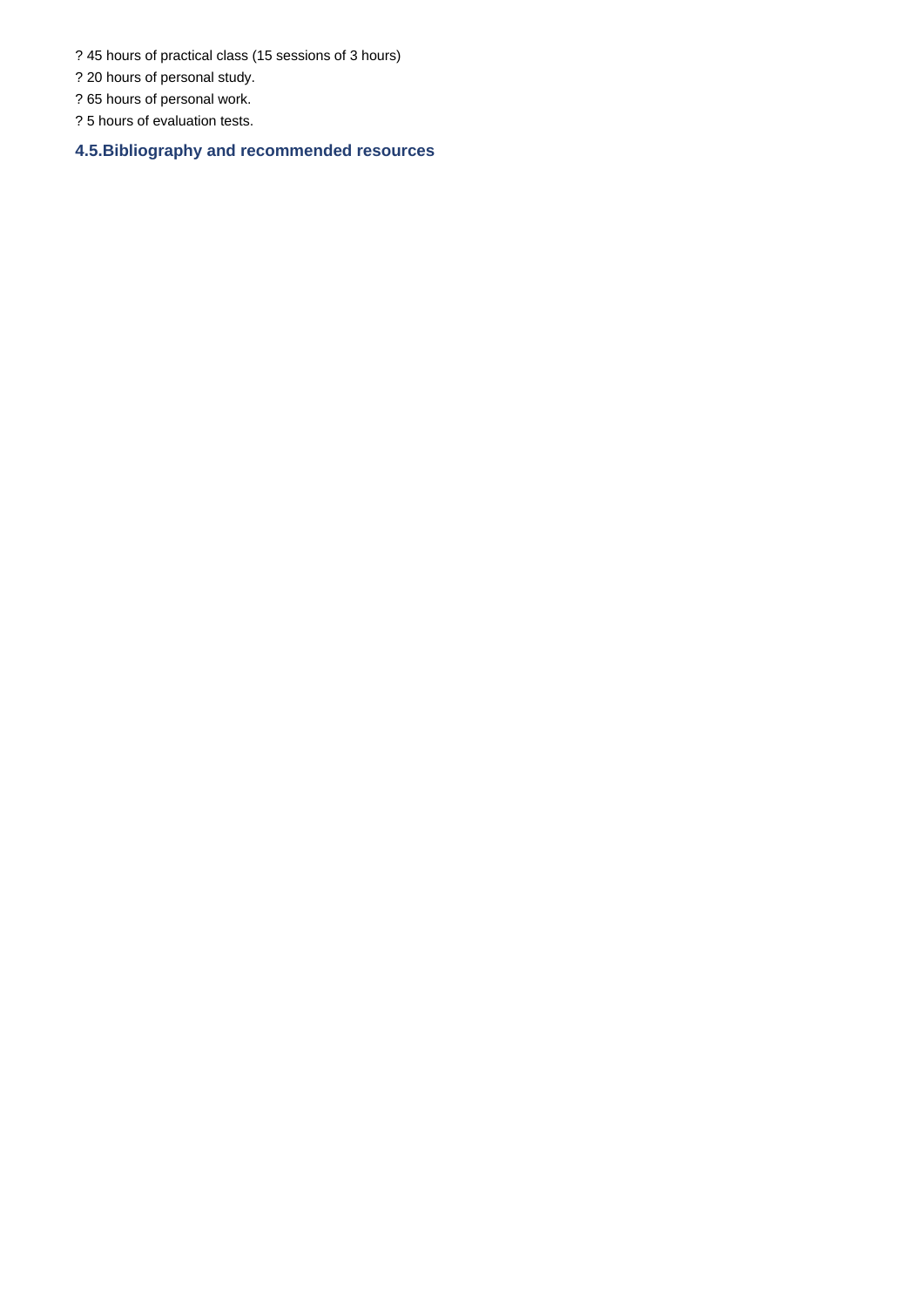? 45 hours of practical class (15 sessions of 3 hours)

? 20 hours of personal study.

? 65 hours of personal work.

? 5 hours of evaluation tests.

## 4.5.Bibliography and recommended resources